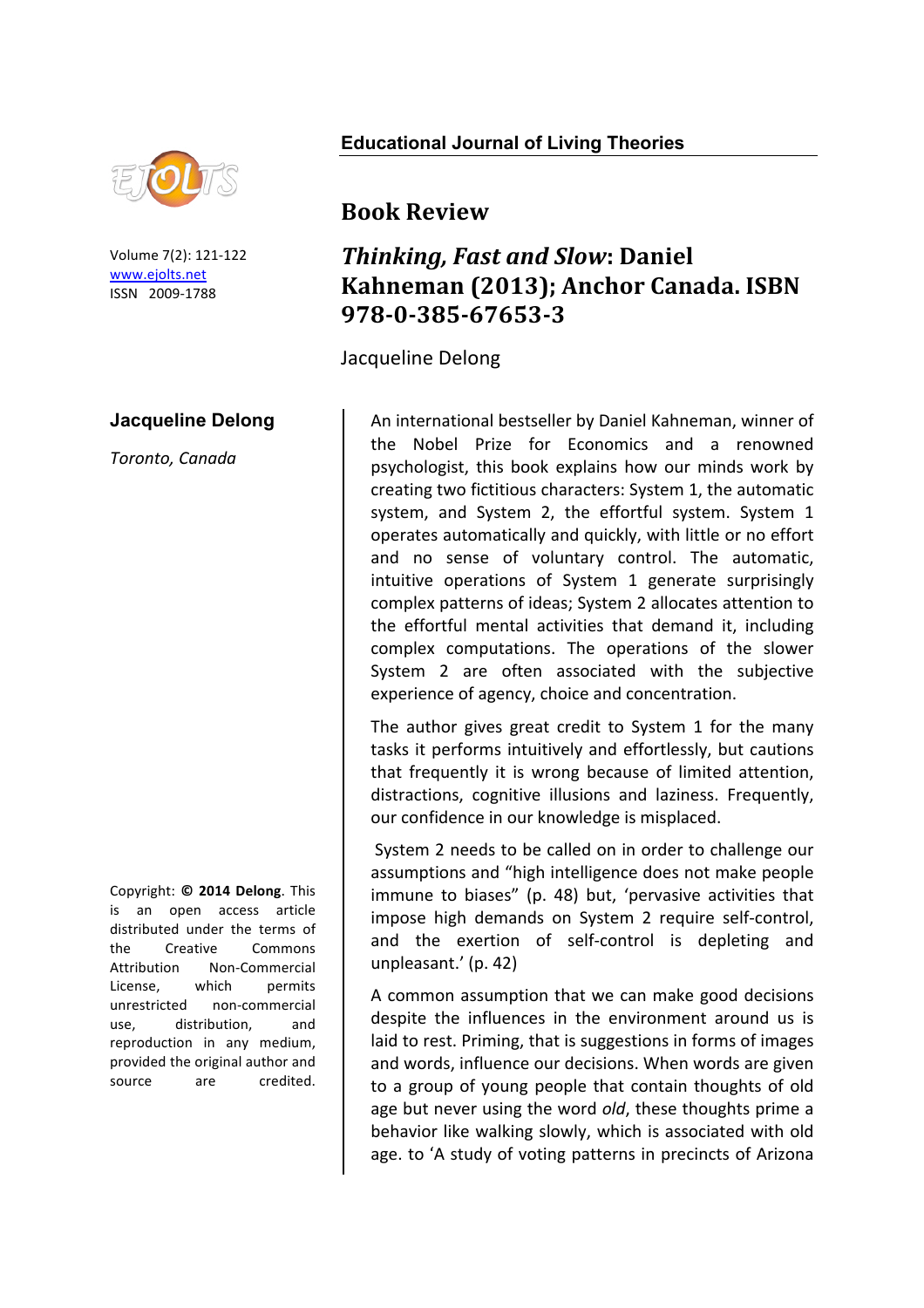# Book Review

## *Thinking, Fast and Slow*: Daniel Kahneman (2013); Anchor Canada. ISBN 978-0-385-67653-3

Jacqueline Delong

**Jacqueline Delong**

*Toronto, Canada*

Copyright: **© 2014 Delong**. This is an open access article distributed under the terms of the Creative Commons Attribution Non-Commercial License, which permits unrestricted non-commercial use, distribution, and reproduction in any medium, provided the original author and source are credited.

An international bestseller by Daniel Kahneman, winner of the Nobel Prize for Economics and a renowned psychologist, this book explains how our minds work by creating two fictitious characters: System 1, the automatic system, and System 2, the effortful system. System 1 operates automatically and quickly, with little or no effort and no sense of voluntary control. The automatic, intuitive operations of System 1 generate surprisingly complex patterns of ideas; System 2 allocates attention to the effortful mental activities that demand it, including complex computations. The operations of the slower System 2 are often associated with the subjective experience of agency, choice and concentration.

The author gives great credit to System 1 for the many tasks it performs intuitively and effortlessly, but cautions that frequently it is wrong because of limited attention, distractions, cognitive illusions and laziness. Frequently, our confidence in our knowledge is misplaced.

System 2 needs to be called on in order to challenge our assumptions and "high intelligence does not make people immune to biases" (p. 48) but, 'pervasive activities that impose high demands on System 2 require self-control, and the exertion of self-control is depleting and unpleasant.' (p. 42)

A common assumption that we can make good decisions despite the influences in the environment around us is laid to rest. Priming, that is suggestions in forms of images and words, influence our decisions. When words are given to a group of young people that contain thoughts of old age but never using the word *old*, these thoughts prime a behavior like walking slowly, which is associated with old age. to 'A study of voting patterns in precincts of Arizona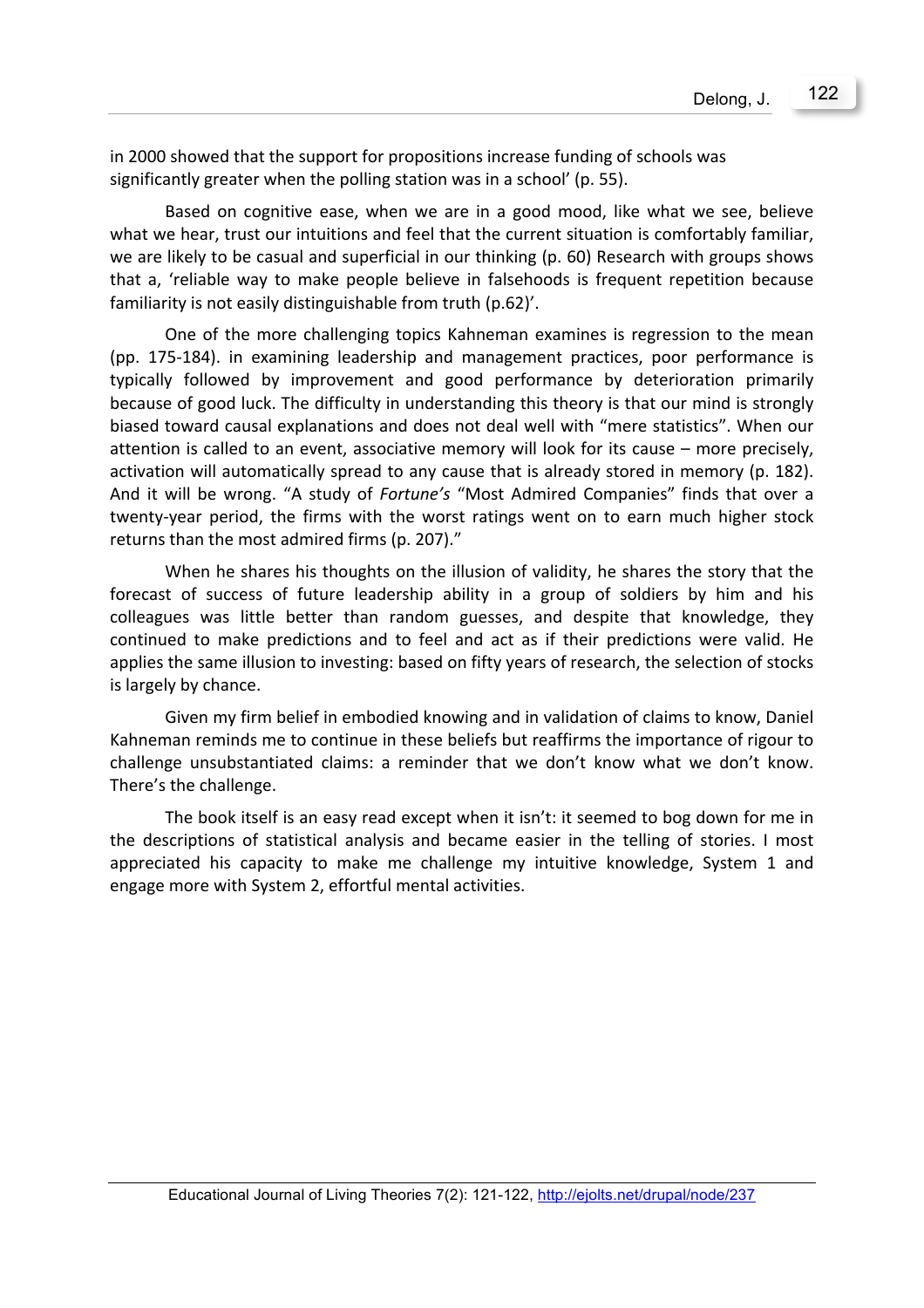in 2000 showed that the support for propositions increase funding of schools was significantly greater when the polling station was in a school' (p. 55).

Based on cognitive ease, when we are in a good mood, like what we see, believe what we hear, trust our intuitions and feel that the current situation is comfortably familiar, we are likely to be casual and superficial in our thinking (p. 60) Research with groups shows that a, 'reliable way to make people believe in falsehoods is frequent repetition because familiarity is not easily distinguishable from truth (p.62)'.

One of the more challenging topics Kahneman examines is regression to the mean (pp. 175-184). in examining leadership and management practices, poor performance is typically followed by improvement and good performance by deterioration primarily because of good luck. The difficulty in understanding this theory is that our mind is strongly biased toward causal explanations and does not deal well with "mere statistics". When our attention is called to an event, associative memory will look for its cause – more precisely, activation will automatically spread to any cause that is already stored in memory (p. 182). And it will be wrong. "A study of *Fortune's* "Most Admired Companies" finds that over a twenty-year period, the firms with the worst ratings went on to earn much higher stock returns than the most admired firms (p. 207)."

When he shares his thoughts on the illusion of validity, he shares the story that the forecast of success of future leadership ability in a group of soldiers by him and his colleagues was little better than random guesses, and despite that knowledge, they continued to make predictions and to feel and act as if their predictions were valid. He applies the same illusion to investing: based on fifty years of research, the selection of stocks is largely by chance.

Given my firm belief in embodied knowing and in validation of claims to know, Daniel Kahneman reminds me to continue in these beliefs but reaffirms the importance of rigour to challenge unsubstantiated claims: a reminder that we don't know what we don't know. There's the challenge.

The book itself is an easy read except when it isn't: it seemed to bog down for me in the descriptions of statistical analysis and became easier in the telling of stories. I most appreciated his capacity to make me challenge my intuitive knowledge, System 1 and engage more with System 2, effortful mental activities.